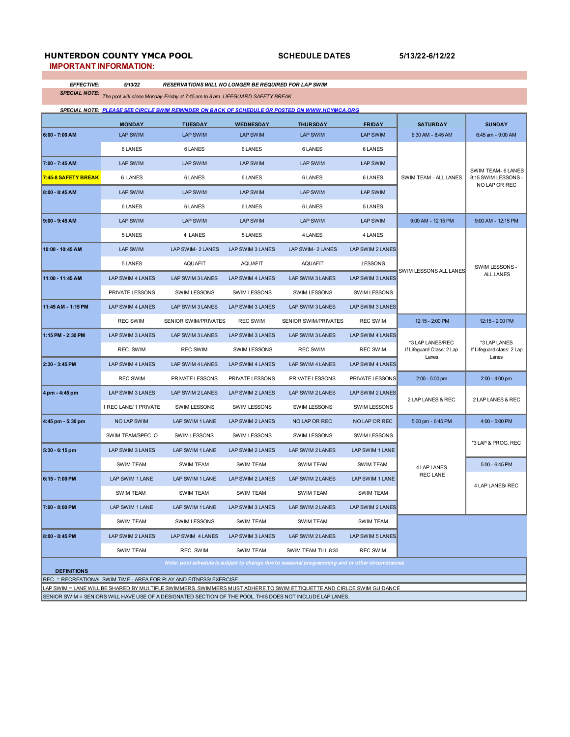# HUNTERDON COUNTY YMCA POOL

**SCHEDULE DATES** **5/13/22-6/12/22**

## IMPORTANT INFORMATION:

***EFFECTIVE:*** ***5/13/22*** ***RESERVATIONS WILL NO LONGER BE REQUIRED FOR LAP SWIM***

***SPECIAL NOTE:*** *The pool will close Monday-Friday at 7:45 am to 8 am. LIFEGUARD SAFETY BREAK*

***SPECIAL NOTE: PLEASE SEE CIRCLE SWIM REMINDER ON BACK OF SCHEDULE OR POSTED ON WWW.HCYMCA.ORG***

| | MONDAY | TUESDAY | WEDNESDAY | THURSDAY | FRIDAY | SATURDAY | SUNDAY |
|---|---|---|---|---|---|---|---|
| **6:00 - 7:00 AM** | LAP SWIM | LAP SWIM | LAP SWIM | LAP SWIM | LAP SWIM | 6:30 AM - 8:45 AM | 6:45 am - 9:00 AM |
| | 6 LANES | 6 LANES | 6 LANES | 6 LANES | 6 LANES | | |
| **7:00 - 7:45 AM** | LAP SWIM | LAP SWIM | LAP SWIM | LAP SWIM | LAP SWIM | | SWIM TEAM- 6 LANES 8:15 SWIM LESSONS - NO LAP OR REC |
| **7:45-8 SAFETY BREAK** | 6 LANES | 6 LANES | 6 LANES | 6 LANES | 6 LANES | SWIM TEAM - ALL LANES | |
| **8:00 - 8:45 AM** | LAP SWIM | LAP SWIM | LAP SWIM | LAP SWIM | LAP SWIM | | |
| | 6 LANES | 6 LANES | 6 LANES | 6 LANES | 5 LANES | | |
| **9:00 - 9:45 AM** | LAP SWIM | LAP SWIM | LAP SWIM | LAP SWIM | LAP SWIM | 9:00 AM - 12:15 PM | 9:00 AM - 12:15 PM |
| | 5 LANES | 4 LANES | 5 LANES | 4 LANES | 4 LANES | | |
| **10:00 - 10:45 AM** | LAP SWIM | LAP SWIM- 2 LANES | LAP SWIM 3 LANES | LAP SWIM- 2 LANES | LAP SWIM 2 LANES | | |
| | 5 LANES | AQUAFIT | AQUAFIT | AQUAFIT | LESSONS | SWIM LESSONS ALL LANES | SWIM LESSONS - ALL LANES |
| **11:00 - 11:45 AM** | LAP SWIM 4 LANES | LAP SWIM 3 LANES | LAP SWIM 4 LANES | LAP SWIM 3 LANES | LAP SWIM 3 LANES | | |
| | PRIVATE LESSONS | SWIM LESSONS | SWIM LESSONS | SWIM LESSONS | SWIM LESSONS | | |
| **11:45 AM - 1:15 PM** | LAP SWIM 4 LANES | LAP SWIM 3 LANES | LAP SWIM 3 LANES | LAP SWIM 3 LANES | LAP SWIM 3 LANES | | |
| | REC SWIM | SENIOR SWIM/PRIVATES | REC SWIM | SENIOR SWIM/PRIVATES | REC SWIM | 12:15 - 2:00 PM | 12:15 - 2:00 PM |
| **1:15 PM - 2:30 PM** | LAP SWIM 3 LANES | LAP SWIM 3 LANES | LAP SWIM 3 LANES | LAP SWIM 3 LANES | LAP SWIM 4 LANES | *3 LAP LANES/REC if Lifeguard Class: 2 Lap Lanes | *3 LAP LANES If Lifeguard class: 2 Lap Lanes |
| | REC. SWIM | REC SWIM | SWIM LESSONS | REC SWIM | REC SWIM | | |
| **2:30 - 3:45 PM** | LAP SWIM 4 LANES | LAP SWIM 4 LANES | LAP SWIM 4 LANES | LAP SWIM 4 LANES | LAP SWIM 4 LANES | | |
| | REC SWIM | PRIVATE LESSONS | PRIVATE LESSONS | PRIVATE LESSONS | PRIVATE LESSONS | 2:00 - 5:00 pm | 2:00 - 4:00 pm |
| **4 pm - 4:45 pm** | LAP SWIM 3 LANES | LAP SWIM 2 LANES | LAP SWIM 2 LANES | LAP SWIM 2 LANES | LAP SWIM 2 LANES | 2 LAP LANES & REC | 2 LAP LANES & REC |
| | 1 REC LANE/ 1 PRIVATE | SWIM LESSONS | SWIM LESSONS | SWIM LESSONS | SWIM LESSONS | | |
| **4:45 pm - 5:30 pm** | NO LAP SWIM | LAP SWIM 1 LANE | LAP SWIM 2 LANES | NO LAP OR REC | NO LAP OR REC | 5:00 pm - 6:45 PM | 4:00 - 5:00 PM |
| | SWIM TEAM/SPEC. O | SWIM LESSONS | SWIM LESSONS | SWIM LESSONS | SWIM LESSONS | | *3 LAP & PROG. REC |
| **5:30 - 6:15 pm** | LAP SWIM 3 LANES | LAP SWIM 1 LANE | LAP SWIM 2 LANES | LAP SWIM 2 LANES | LAP SWIM 1 LANE | | |
| | SWIM TEAM | SWIM TEAM | SWIM TEAM | SWIM TEAM | SWIM TEAM | 4 LAP LANES REC LANE | 5:00 - 6:45 PM |
| **6:15 - 7:00 PM** | LAP SWIM 1 LANE | LAP SWIM 1 LANE | LAP SWIM 2 LANES | LAP SWIM 2 LANES | LAP SWIM 1 LANE | | 4 LAP LANES/ REC |
| | SWIM TEAM | SWIM TEAM | SWIM TEAM | SWIM TEAM | SWIM TEAM | | |
| **7:00 - 8:00 PM** | LAP SWIM 1 LANE | LAP SWIM 1 LANE | LAP SWIM 3 LANES | LAP SWIM 2 LANES | LAP SWIM 2 LANES | | |
| | SWIM TEAM | SWIM LESSONS | SWIM TEAM | SWIM TEAM | SWIM TEAM | | |
| **8:00 - 8:45 PM** | LAP SWIM 2 LANES | LAP SWIM 4 LANES | LAP SWIM 3 LANES | LAP SWIM 2 LANES | LAP SWIM 5 LANES | | |
| | SWIM TEAM | REC. SWIM | SWIM TEAM | SWIM TEAM TILL 8:30 | REC SWIM | | |

*Note: pool schedule is subject to change due to seasonal programming and or other circumstances*

**DEFINITIONS**

REC. = RECREATIONAL SWIM TIME - AREA FOR PLAY AND FITNESS/ EXERCISE

LAP SWIM = LANE WILL BE SHARED BY MULTIPLE SWIMMERS. SWIMMERS MUST ADHERE TO SWIM ETTIQUETTE AND CIRLCE SWIM GUIDANCE

SENIOR SWIM = SENIORS WILL HAVE USE OF A DESIGNATED SECTION OF THE POOL. THIS DOES NOT INCLUDE LAP LANES.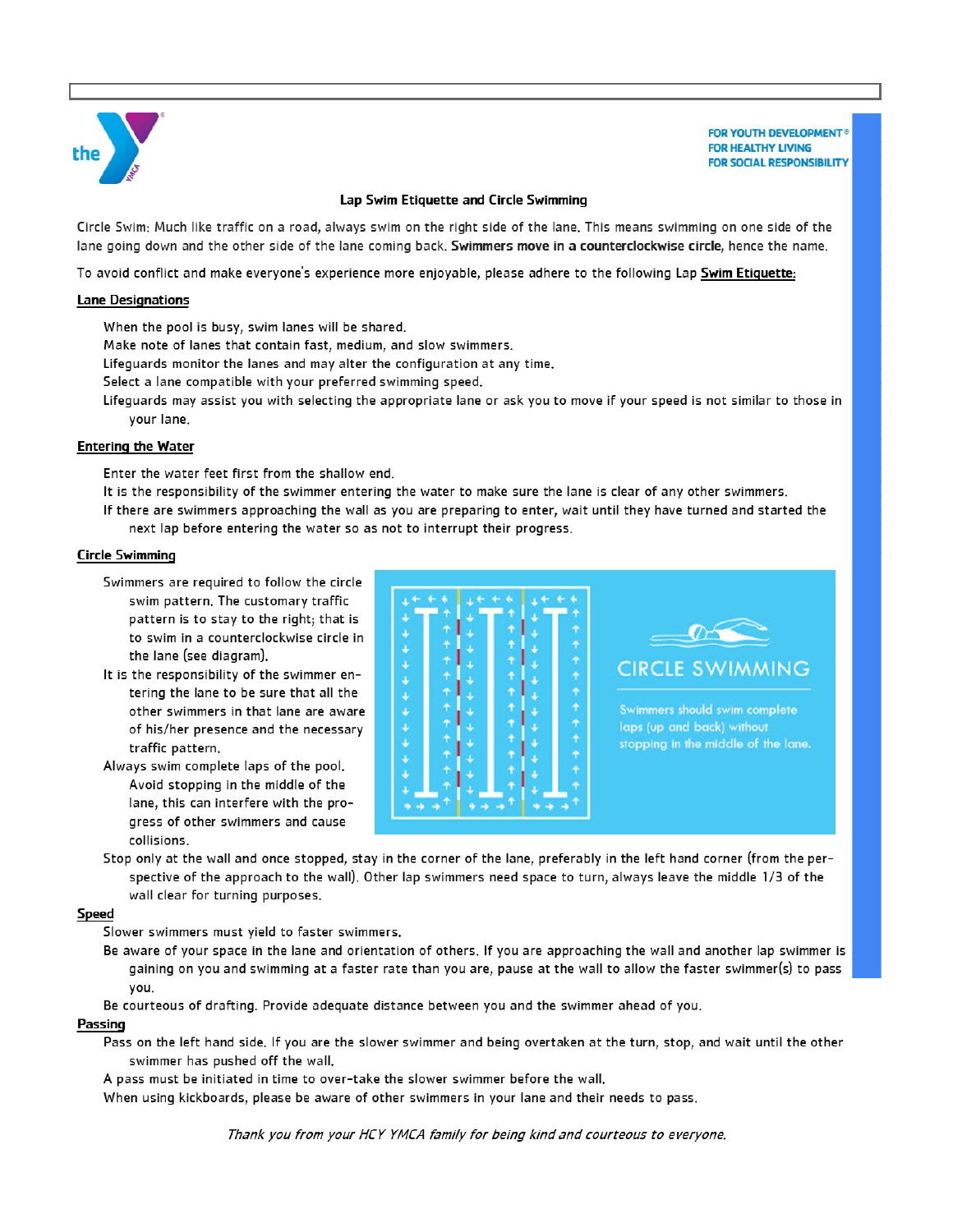FOR YOUTH DEVELOPMENT®
FOR HEALTHY LIVING
FOR SOCIAL RESPONSIBILITY

## Lap Swim Etiquette and Circle Swimming

Circle Swim: Much like traffic on a road, always swim on the right side of the lane. This means swimming on one side of the lane going down and the other side of the lane coming back. **Swimmers move in a counterclockwise circle**, hence the name.

To avoid conflict and make everyone's experience more enjoyable, please adhere to the following Lap **Swim Etiquette:**

### Lane Designations

When the pool is busy, swim lanes will be shared.
Make note of lanes that contain fast, medium, and slow swimmers.
Lifeguards monitor the lanes and may alter the configuration at any time.
Select a lane compatible with your preferred swimming speed.
Lifeguards may assist you with selecting the appropriate lane or ask you to move if your speed is not similar to those in your lane.

### Entering the Water

Enter the water feet first from the shallow end.
It is the responsibility of the swimmer entering the water to make sure the lane is clear of any other swimmers.
If there are swimmers approaching the wall as you are preparing to enter, wait until they have turned and started the next lap before entering the water so as not to interrupt their progress.

### Circle Swimming

Swimmers are required to follow the circle swim pattern. The customary traffic pattern is to stay to the right; that is to swim in a counterclockwise circle in the lane (see diagram).
It is the responsibility of the swimmer entering the lane to be sure that all the other swimmers in that lane are aware of his/her presence and the necessary traffic pattern.
Always swim complete laps of the pool. Avoid stopping in the middle of the lane, this can interfere with the progress of other swimmers and cause collisions.

CIRCLE SWIMMING

Swimmers should swim complete laps (up and back) without stopping in the middle of the lane.

Stop only at the wall and once stopped, stay in the corner of the lane, preferably in the left hand corner (from the perspective of the approach to the wall). Other lap swimmers need space to turn, always leave the middle 1/3 of the wall clear for turning purposes.

### Speed

Slower swimmers must yield to faster swimmers.
Be aware of your space in the lane and orientation of others. If you are approaching the wall and another lap swimmer is gaining on you and swimming at a faster rate than you are, pause at the wall to allow the faster swimmer(s) to pass you.
Be courteous of drafting. Provide adequate distance between you and the swimmer ahead of you.

### Passing

Pass on the left hand side. If you are the slower swimmer and being overtaken at the turn, stop, and wait until the other swimmer has pushed off the wall.
A pass must be initiated in time to over-take the slower swimmer before the wall.
When using kickboards, please be aware of other swimmers in your lane and their needs to pass.

*Thank you from your HCY YMCA family for being kind and courteous to everyone.*